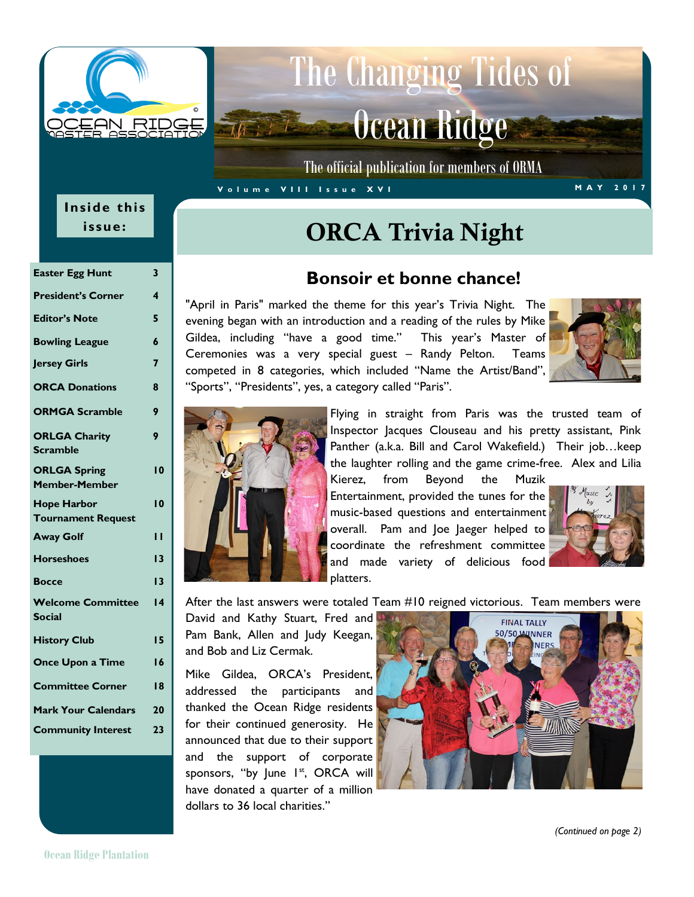# The Changing Tides of Ocean Ridge

The official publication for members of ORMA

Volume VIII Issue XVI — MAY 2017

**Inside this issue:**

| | |
|---|---|
| Easter Egg Hunt | 3 |
| President's Corner | 4 |
| Editor's Note | 5 |
| Bowling League | 6 |
| Jersey Girls | 7 |
| ORCA Donations | 8 |
| ORMGA Scramble | 9 |
| ORLGA Charity Scramble | 9 |
| ORLGA Spring Member-Member | 10 |
| Hope Harbor Tournament Request | 10 |
| Away Golf | 11 |
| Horseshoes | 13 |
| Bocce | 13 |
| Welcome Committee Social | 14 |
| History Club | 15 |
| Once Upon a Time | 16 |
| Committee Corner | 18 |
| Mark Your Calendars | 20 |
| Community Interest | 23 |

# ORCA Trivia Night

## Bonsoir et bonne chance!

"April in Paris" marked the theme for this year's Trivia Night. The evening began with an introduction and a reading of the rules by Mike Gildea, including "have a good time." This year's Master of Ceremonies was a very special guest – Randy Pelton. Teams competed in 8 categories, which included "Name the Artist/Band", "Sports", "Presidents", yes, a category called "Paris".

Flying in straight from Paris was the trusted team of Inspector Jacques Clouseau and his pretty assistant, Pink Panther (a.k.a. Bill and Carol Wakefield.) Their job…keep the laughter rolling and the game crime-free. Alex and Lilia Kierez, from Beyond the Muzik Entertainment, provided the tunes for the music-based questions and entertainment overall. Pam and Joe Jaeger helped to coordinate the refreshment committee and made variety of delicious food platters.

After the last answers were totaled Team #10 reigned victorious. Team members were David and Kathy Stuart, Fred and Pam Bank, Allen and Judy Keegan, and Bob and Liz Cermak.

Mike Gildea, ORCA's President, addressed the participants and thanked the Ocean Ridge residents for their continued generosity. He announced that due to their support and the support of corporate sponsors, "by June 1st, ORCA will have donated a quarter of a million dollars to 36 local charities."

*(Continued on page 2)*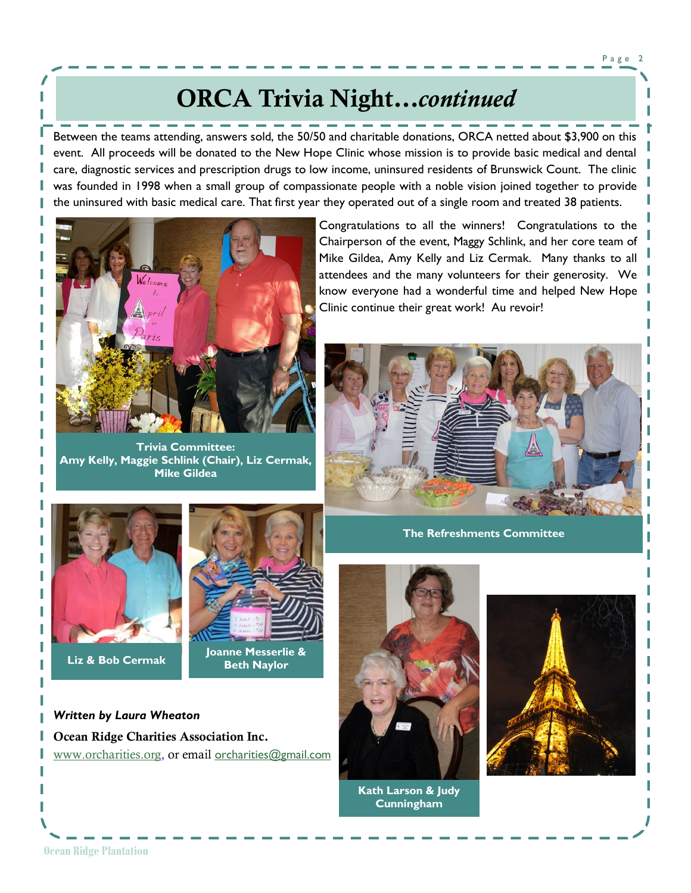# ORCA Trivia Night…*continued*

Between the teams attending, answers sold, the 50/50 and charitable donations, ORCA netted about $3,900 on this event. All proceeds will be donated to the New Hope Clinic whose mission is to provide basic medical and dental care, diagnostic services and prescription drugs to low income, uninsured residents of Brunswick Count. The clinic was founded in 1998 when a small group of compassionate people with a noble vision joined together to provide the uninsured with basic medical care. That first year they operated out of a single room and treated 38 patients.

Congratulations to all the winners! Congratulations to the Chairperson of the event, Maggy Schlink, and her core team of Mike Gildea, Amy Kelly and Liz Cermak. Many thanks to all attendees and the many volunteers for their generosity. We know everyone had a wonderful time and helped New Hope Clinic continue their great work! Au revoir!

**Trivia Committee: Amy Kelly, Maggie Schlink (Chair), Liz Cermak, Mike Gildea**

**The Refreshments Committee**

**Liz & Bob Cermak**

**Joanne Messerlie & Beth Naylor**

**Kath Larson & Judy Cunningham**

***Written by Laura Wheaton***

**Ocean Ridge Charities Association Inc.**

www.orcharities.org, or email orcharities@gmail.com